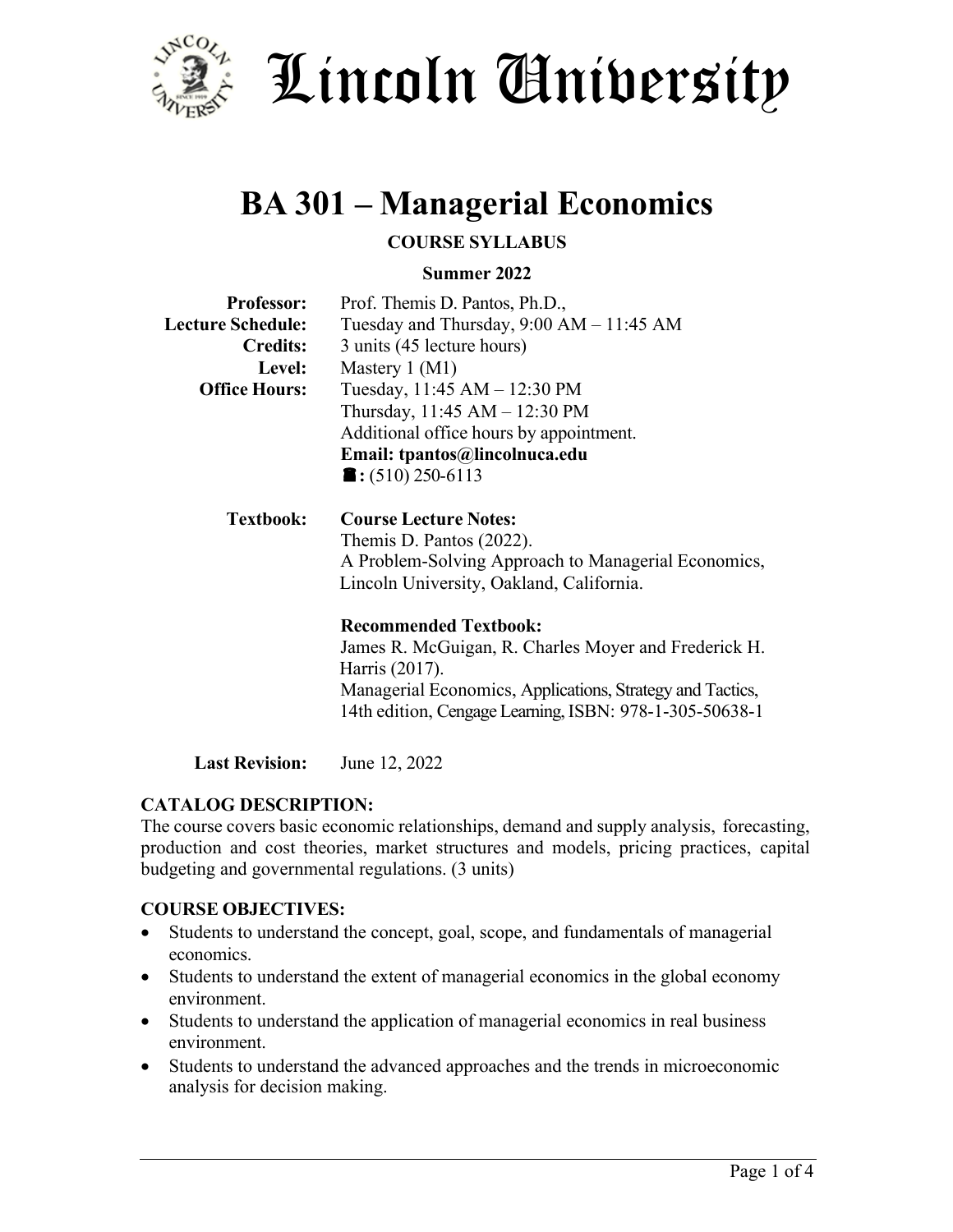# Lincoln University

# BA 301 – Managerial Economics

**COURSE SYLLABUS**

**Summer 2022**

| | |
|---|---|
| **Professor:** | Prof. Themis D. Pantos, Ph.D., |
| **Lecture Schedule:** | Tuesday and Thursday, 9:00 AM – 11:45 AM |
| **Credits:** | 3 units (45 lecture hours) |
| **Level:** | Mastery 1 (M1) |
| **Office Hours:** | Tuesday, 11:45 AM – 12:30 PM<br>Thursday, 11:45 AM – 12:30 PM<br>Additional office hours by appointment.<br>**Email: tpantos@lincolnuca.edu**<br>**☎:** (510) 250-6113 |
| **Textbook:** | **Course Lecture Notes:**<br>Themis D. Pantos (2022).<br>A Problem-Solving Approach to Managerial Economics, Lincoln University, Oakland, California.<br><br>**Recommended Textbook:**<br>James R. McGuigan, R. Charles Moyer and Frederick H. Harris (2017).<br>Managerial Economics, Applications, Strategy and Tactics, 14th edition, Cengage Learning, ISBN: 978-1-305-50638-1 |
| **Last Revision:** | June 12, 2022 |

**CATALOG DESCRIPTION:**

The course covers basic economic relationships, demand and supply analysis, forecasting, production and cost theories, market structures and models, pricing practices, capital budgeting and governmental regulations. (3 units)

**COURSE OBJECTIVES:**

- Students to understand the concept, goal, scope, and fundamentals of managerial economics.
- Students to understand the extent of managerial economics in the global economy environment.
- Students to understand the application of managerial economics in real business environment.
- Students to understand the advanced approaches and the trends in microeconomic analysis for decision making.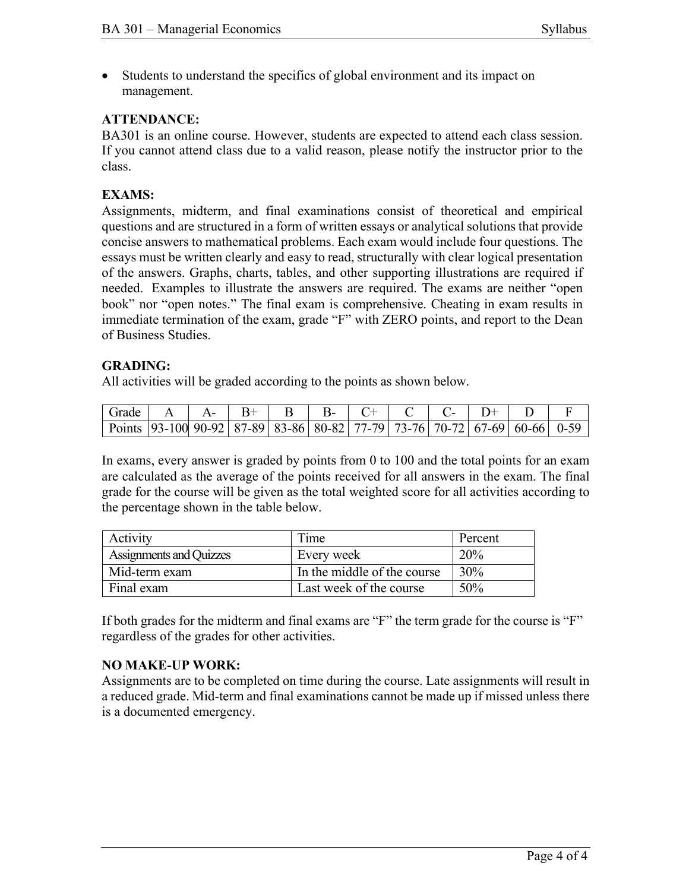- Students to understand the specifics of global environment and its impact on management.

**ATTENDANCE:**
BA301 is an online course. However, students are expected to attend each class session. If you cannot attend class due to a valid reason, please notify the instructor prior to the class.

**EXAMS:**
Assignments, midterm, and final examinations consist of theoretical and empirical questions and are structured in a form of written essays or analytical solutions that provide concise answers to mathematical problems. Each exam would include four questions. The essays must be written clearly and easy to read, structurally with clear logical presentation of the answers. Graphs, charts, tables, and other supporting illustrations are required if needed. Examples to illustrate the answers are required. The exams are neither "open book" nor "open notes." The final exam is comprehensive. Cheating in exam results in immediate termination of the exam, grade "F" with ZERO points, and report to the Dean of Business Studies.

**GRADING:**
All activities will be graded according to the points as shown below.

| Grade | A | A- | B+ | B | B- | C+ | C | C- | D+ | D | F |
|---|---|---|---|---|---|---|---|---|---|---|---|
| Points | 93-100 | 90-92 | 87-89 | 83-86 | 80-82 | 77-79 | 73-76 | 70-72 | 67-69 | 60-66 | 0-59 |

In exams, every answer is graded by points from 0 to 100 and the total points for an exam are calculated as the average of the points received for all answers in the exam. The final grade for the course will be given as the total weighted score for all activities according to the percentage shown in the table below.

| Activity | Time | Percent |
|---|---|---|
| Assignments and Quizzes | Every week | 20% |
| Mid-term exam | In the middle of the course | 30% |
| Final exam | Last week of the course | 50% |

If both grades for the midterm and final exams are "F" the term grade for the course is "F" regardless of the grades for other activities.

**NO MAKE-UP WORK:**
Assignments are to be completed on time during the course. Late assignments will result in a reduced grade. Mid-term and final examinations cannot be made up if missed unless there is a documented emergency.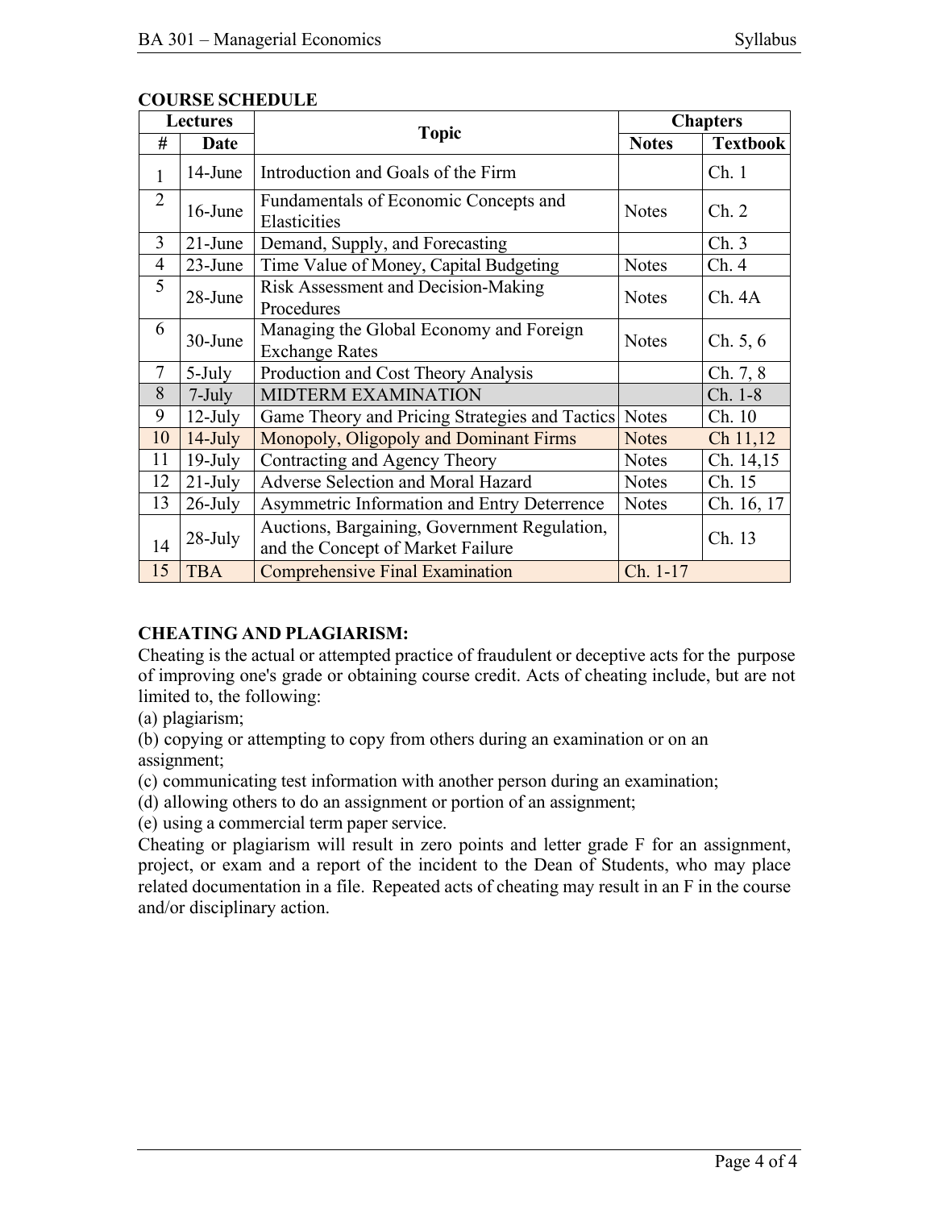## COURSE SCHEDULE

| Lectures | | Topic | Chapters | |
|---|---|---|---|---|
| # | Date | | Notes | Textbook |
| 1 | 14-June | Introduction and Goals of the Firm | | Ch. 1 |
| 2 | 16-June | Fundamentals of Economic Concepts and Elasticities | Notes | Ch. 2 |
| 3 | 21-June | Demand, Supply, and Forecasting | | Ch. 3 |
| 4 | 23-June | Time Value of Money, Capital Budgeting | Notes | Ch. 4 |
| 5 | 28-June | Risk Assessment and Decision-Making Procedures | Notes | Ch. 4A |
| 6 | 30-June | Managing the Global Economy and Foreign Exchange Rates | Notes | Ch. 5, 6 |
| 7 | 5-July | Production and Cost Theory Analysis | | Ch. 7, 8 |
| 8 | 7-July | MIDTERM EXAMINATION | | Ch. 1-8 |
| 9 | 12-July | Game Theory and Pricing Strategies and Tactics | Notes | Ch. 10 |
| 10 | 14-July | Monopoly, Oligopoly and Dominant Firms | Notes | Ch 11,12 |
| 11 | 19-July | Contracting and Agency Theory | Notes | Ch. 14,15 |
| 12 | 21-July | Adverse Selection and Moral Hazard | Notes | Ch. 15 |
| 13 | 26-July | Asymmetric Information and Entry Deterrence | Notes | Ch. 16, 17 |
| 14 | 28-July | Auctions, Bargaining, Government Regulation, and the Concept of Market Failure | | Ch. 13 |
| 15 | TBA | Comprehensive Final Examination | Ch. 1-17 | |

## CHEATING AND PLAGIARISM:

Cheating is the actual or attempted practice of fraudulent or deceptive acts for the purpose of improving one's grade or obtaining course credit. Acts of cheating include, but are not limited to, the following:

(a) plagiarism;

(b) copying or attempting to copy from others during an examination or on an assignment;

(c) communicating test information with another person during an examination;

(d) allowing others to do an assignment or portion of an assignment;

(e) using a commercial term paper service.

Cheating or plagiarism will result in zero points and letter grade F for an assignment, project, or exam and a report of the incident to the Dean of Students, who may place related documentation in a file. Repeated acts of cheating may result in an F in the course and/or disciplinary action.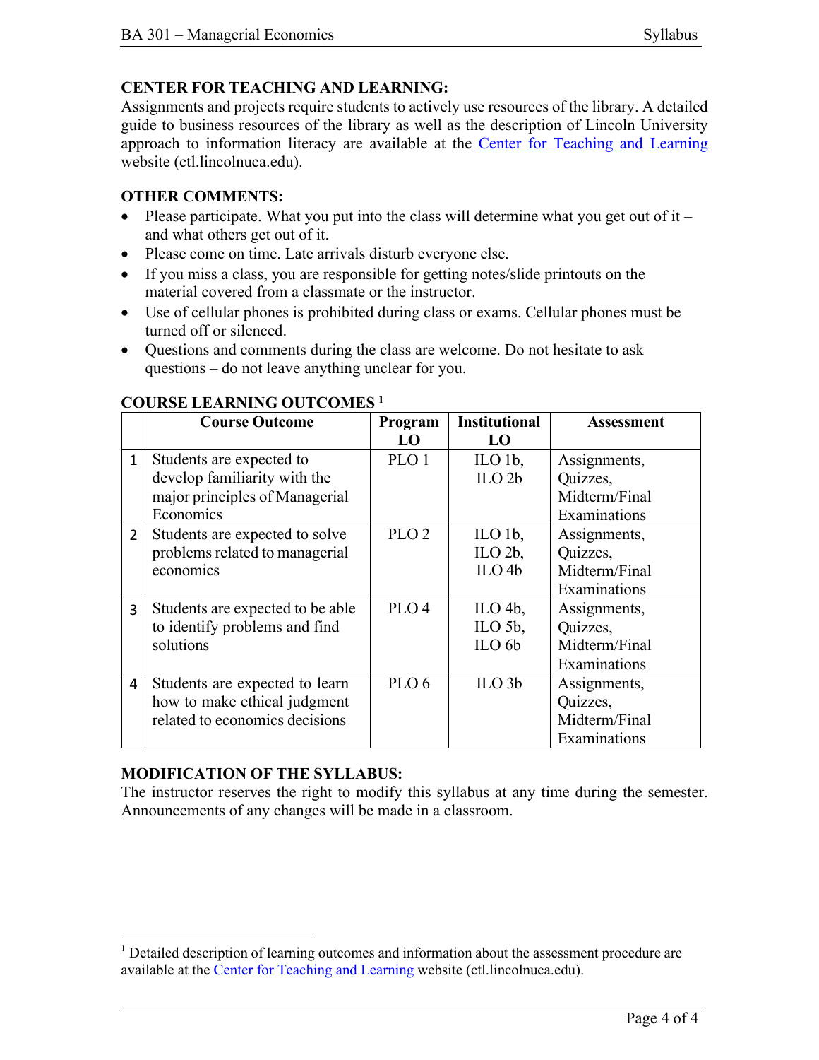**CENTER FOR TEACHING AND LEARNING:**

Assignments and projects require students to actively use resources of the library. A detailed guide to business resources of the library as well as the description of Lincoln University approach to information literacy are available at the Center for Teaching and Learning website (ctl.lincolnuca.edu).

**OTHER COMMENTS:**

- Please participate. What you put into the class will determine what you get out of it – and what others get out of it.
- Please come on time. Late arrivals disturb everyone else.
- If you miss a class, you are responsible for getting notes/slide printouts on the material covered from a classmate or the instructor.
- Use of cellular phones is prohibited during class or exams. Cellular phones must be turned off or silenced.
- Questions and comments during the class are welcome. Do not hesitate to ask questions – do not leave anything unclear for you.

**COURSE LEARNING OUTCOMES [1]**

| | Course Outcome | Program LO | Institutional LO | Assessment |
|---|---|---|---|---|
| 1 | Students are expected to develop familiarity with the major principles of Managerial Economics | PLO 1 | ILO 1b, ILO 2b | Assignments, Quizzes, Midterm/Final Examinations |
| 2 | Students are expected to solve problems related to managerial economics | PLO 2 | ILO 1b, ILO 2b, ILO 4b | Assignments, Quizzes, Midterm/Final Examinations |
| 3 | Students are expected to be able to identify problems and find solutions | PLO 4 | ILO 4b, ILO 5b, ILO 6b | Assignments, Quizzes, Midterm/Final Examinations |
| 4 | Students are expected to learn how to make ethical judgment related to economics decisions | PLO 6 | ILO 3b | Assignments, Quizzes, Midterm/Final Examinations |

**MODIFICATION OF THE SYLLABUS:**

The instructor reserves the right to modify this syllabus at any time during the semester. Announcements of any changes will be made in a classroom.

[1] Detailed description of learning outcomes and information about the assessment procedure are available at the Center for Teaching and Learning website (ctl.lincolnuca.edu).